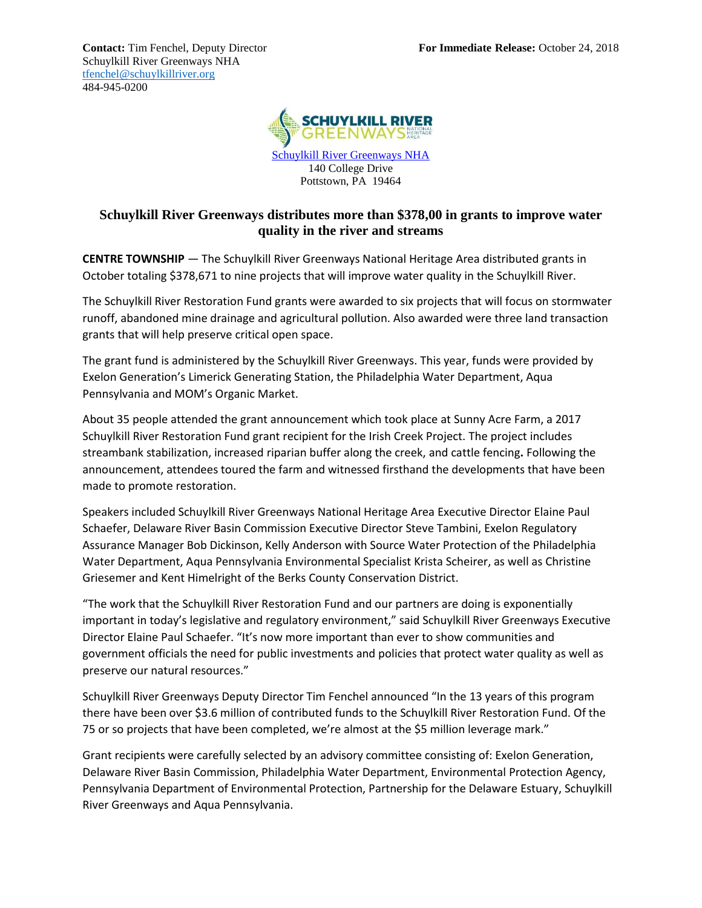**Contact:** Tim Fenchel, Deputy Director
Schuylkill River Greenways NHA
tfenchel@schuylkillriver.org
484-945-0200

**For Immediate Release:** October 24, 2018

Schuylkill River Greenways NHA
140 College Drive
Pottstown, PA 19464

## Schuylkill River Greenways distributes more than $378,00 in grants to improve water quality in the river and streams

**CENTRE TOWNSHIP** — The Schuylkill River Greenways National Heritage Area distributed grants in October totaling $378,671 to nine projects that will improve water quality in the Schuylkill River.

The Schuylkill River Restoration Fund grants were awarded to six projects that will focus on stormwater runoff, abandoned mine drainage and agricultural pollution. Also awarded were three land transaction grants that will help preserve critical open space.

The grant fund is administered by the Schuylkill River Greenways. This year, funds were provided by Exelon Generation's Limerick Generating Station, the Philadelphia Water Department, Aqua Pennsylvania and MOM's Organic Market.

About 35 people attended the grant announcement which took place at Sunny Acre Farm, a 2017 Schuylkill River Restoration Fund grant recipient for the Irish Creek Project. The project includes streambank stabilization, increased riparian buffer along the creek, and cattle fencing**.** Following the announcement, attendees toured the farm and witnessed firsthand the developments that have been made to promote restoration.

Speakers included Schuylkill River Greenways National Heritage Area Executive Director Elaine Paul Schaefer, Delaware River Basin Commission Executive Director Steve Tambini, Exelon Regulatory Assurance Manager Bob Dickinson, Kelly Anderson with Source Water Protection of the Philadelphia Water Department, Aqua Pennsylvania Environmental Specialist Krista Scheirer, as well as Christine Griesemer and Kent Himelright of the Berks County Conservation District.

"The work that the Schuylkill River Restoration Fund and our partners are doing is exponentially important in today's legislative and regulatory environment," said Schuylkill River Greenways Executive Director Elaine Paul Schaefer. "It's now more important than ever to show communities and government officials the need for public investments and policies that protect water quality as well as preserve our natural resources."

Schuylkill River Greenways Deputy Director Tim Fenchel announced "In the 13 years of this program there have been over $3.6 million of contributed funds to the Schuylkill River Restoration Fund. Of the 75 or so projects that have been completed, we're almost at the $5 million leverage mark."

Grant recipients were carefully selected by an advisory committee consisting of: Exelon Generation, Delaware River Basin Commission, Philadelphia Water Department, Environmental Protection Agency, Pennsylvania Department of Environmental Protection, Partnership for the Delaware Estuary, Schuylkill River Greenways and Aqua Pennsylvania.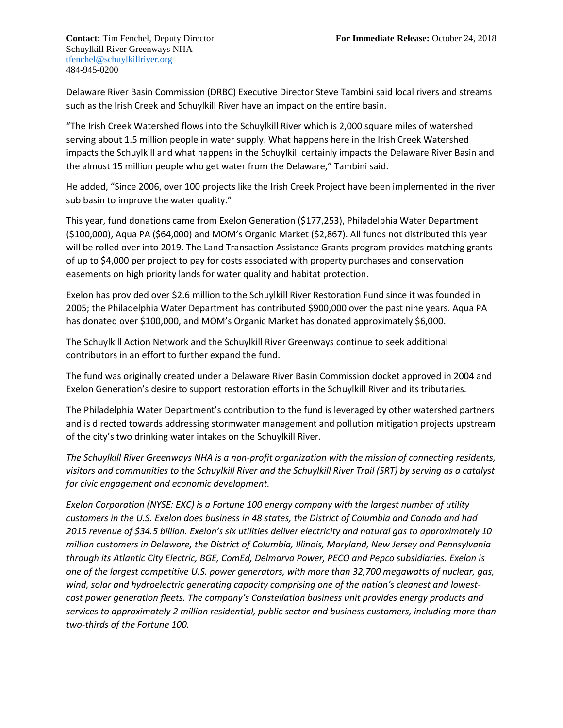**Contact:** Tim Fenchel, Deputy Director
Schuylkill River Greenways NHA
tfenchel@schuylkillriver.org
484-945-0200

**For Immediate Release:** October 24, 2018

Delaware River Basin Commission (DRBC) Executive Director Steve Tambini said local rivers and streams such as the Irish Creek and Schuylkill River have an impact on the entire basin.

"The Irish Creek Watershed flows into the Schuylkill River which is 2,000 square miles of watershed serving about 1.5 million people in water supply. What happens here in the Irish Creek Watershed impacts the Schuylkill and what happens in the Schuylkill certainly impacts the Delaware River Basin and the almost 15 million people who get water from the Delaware," Tambini said.

He added, "Since 2006, over 100 projects like the Irish Creek Project have been implemented in the river sub basin to improve the water quality."

This year, fund donations came from Exelon Generation ($177,253), Philadelphia Water Department ($100,000), Aqua PA ($64,000) and MOM's Organic Market ($2,867). All funds not distributed this year will be rolled over into 2019. The Land Transaction Assistance Grants program provides matching grants of up to $4,000 per project to pay for costs associated with property purchases and conservation easements on high priority lands for water quality and habitat protection.

Exelon has provided over $2.6 million to the Schuylkill River Restoration Fund since it was founded in 2005; the Philadelphia Water Department has contributed $900,000 over the past nine years. Aqua PA has donated over $100,000, and MOM's Organic Market has donated approximately $6,000.

The Schuylkill Action Network and the Schuylkill River Greenways continue to seek additional contributors in an effort to further expand the fund.

The fund was originally created under a Delaware River Basin Commission docket approved in 2004 and Exelon Generation's desire to support restoration efforts in the Schuylkill River and its tributaries.

The Philadelphia Water Department's contribution to the fund is leveraged by other watershed partners and is directed towards addressing stormwater management and pollution mitigation projects upstream of the city's two drinking water intakes on the Schuylkill River.

*The Schuylkill River Greenways NHA is a non-profit organization with the mission of connecting residents, visitors and communities to the Schuylkill River and the Schuylkill River Trail (SRT) by serving as a catalyst for civic engagement and economic development.*

*Exelon Corporation (NYSE: EXC) is a Fortune 100 energy company with the largest number of utility customers in the U.S. Exelon does business in 48 states, the District of Columbia and Canada and had 2015 revenue of $34.5 billion. Exelon's six utilities deliver electricity and natural gas to approximately 10 million customers in Delaware, the District of Columbia, Illinois, Maryland, New Jersey and Pennsylvania through its Atlantic City Electric, BGE, ComEd, Delmarva Power, PECO and Pepco subsidiaries. Exelon is one of the largest competitive U.S. power generators, with more than 32,700 megawatts of nuclear, gas, wind, solar and hydroelectric generating capacity comprising one of the nation's cleanest and lowest-cost power generation fleets. The company's Constellation business unit provides energy products and services to approximately 2 million residential, public sector and business customers, including more than two-thirds of the Fortune 100.*